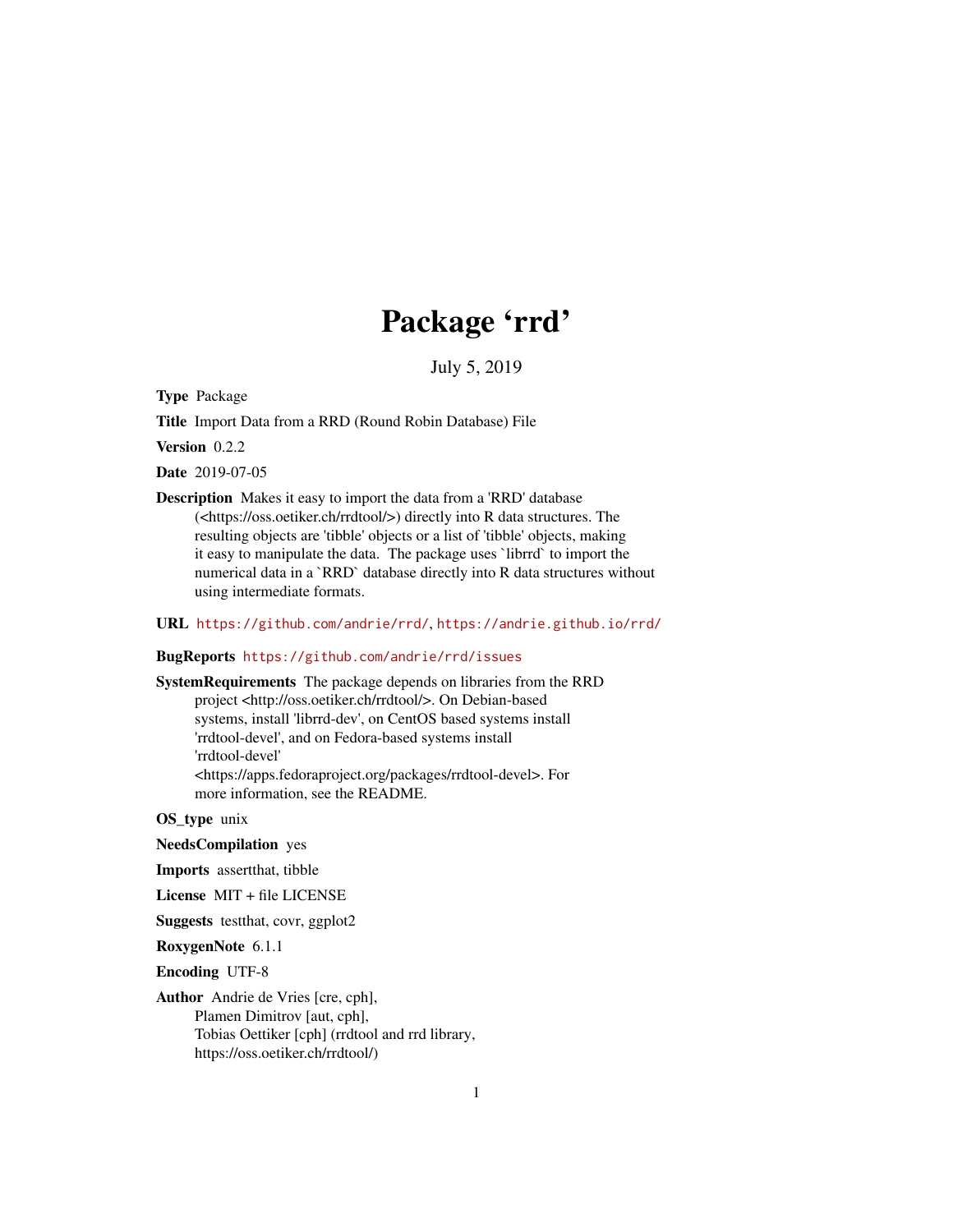# Package 'rrd'

July 5, 2019

**Type** Package

**Title** Import Data from a RRD (Round Robin Database) File

**Version** 0.2.2

**Date** 2019-07-05

**Description** Makes it easy to import the data from a 'RRD' database (<https://oss.oetiker.ch/rrdtool/>) directly into R data structures. The resulting objects are 'tibble' objects or a list of 'tibble' objects, making it easy to manipulate the data. The package uses `librrd` to import the numerical data in a `RRD` database directly into R data structures without using intermediate formats.

**URL** https://github.com/andrie/rrd/, https://andrie.github.io/rrd/

**BugReports** https://github.com/andrie/rrd/issues

**SystemRequirements** The package depends on libraries from the RRD project <http://oss.oetiker.ch/rrdtool/>. On Debian-based systems, install 'librrd-dev', on CentOS based systems install 'rrdtool-devel', and on Fedora-based systems install 'rrdtool-devel' <https://apps.fedoraproject.org/packages/rrdtool-devel>. For more information, see the README.

**OS_type** unix

**NeedsCompilation** yes

**Imports** assertthat, tibble

**License** MIT + file LICENSE

**Suggests** testthat, covr, ggplot2

**RoxygenNote** 6.1.1

**Encoding** UTF-8

**Author** Andrie de Vries [cre, cph],
Plamen Dimitrov [aut, cph],
Tobias Oettiker [cph] (rrdtool and rrd library, https://oss.oetiker.ch/rrdtool/)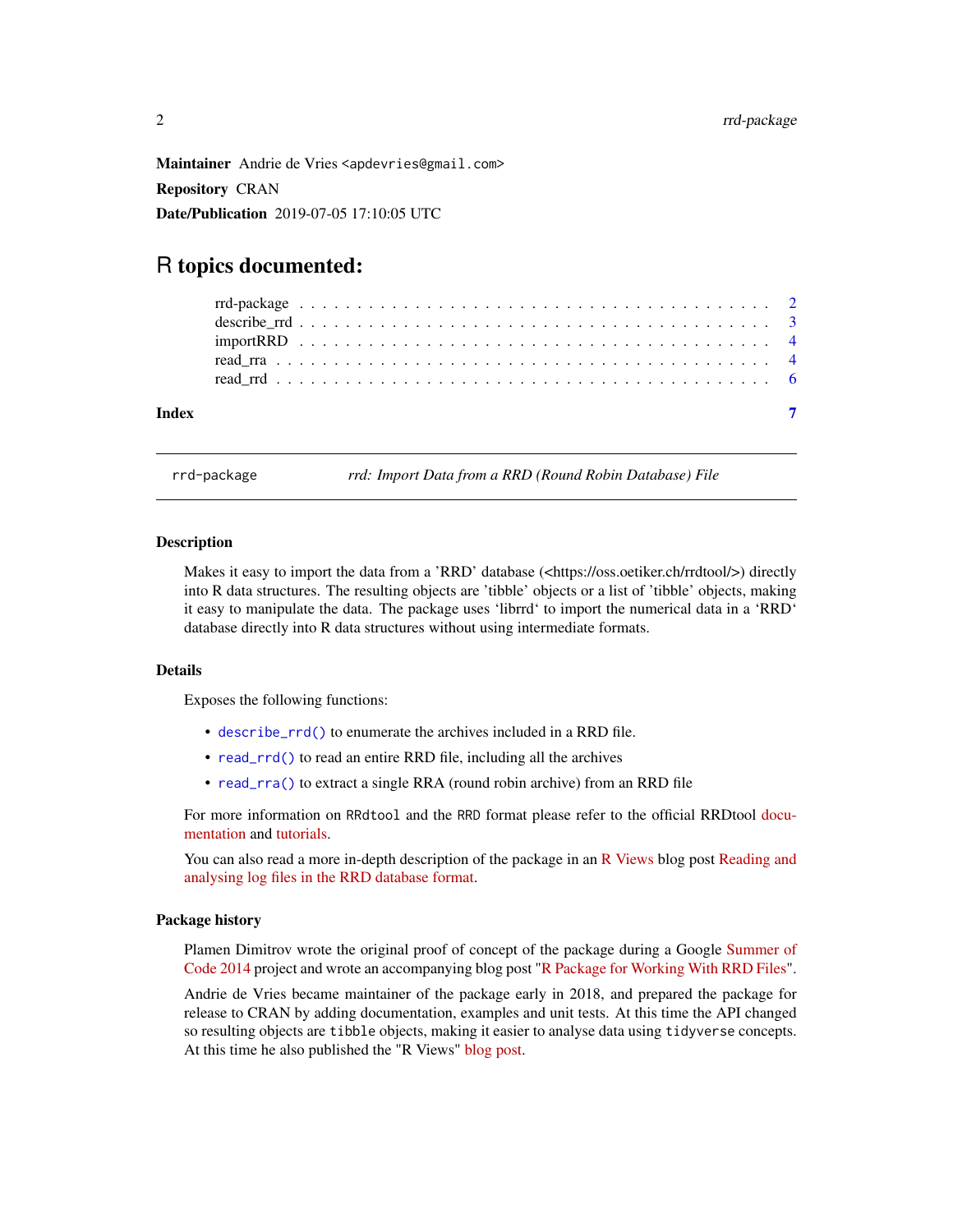**Maintainer** Andrie de Vries <apdevries@gmail.com>

**Repository** CRAN

**Date/Publication** 2019-07-05 17:10:05 UTC

# R topics documented:

- rrd-package . . . . . . . . . . . . . . . . . . . . . . . . . . . . . . . . . . . . . . 2
- describe_rrd . . . . . . . . . . . . . . . . . . . . . . . . . . . . . . . . . . . . . . 3
- importRRD . . . . . . . . . . . . . . . . . . . . . . . . . . . . . . . . . . . . . . 4
- read_rra . . . . . . . . . . . . . . . . . . . . . . . . . . . . . . . . . . . . . . 4
- read_rrd . . . . . . . . . . . . . . . . . . . . . . . . . . . . . . . . . . . . . . 6

**Index** 7

---

`rrd-package` *rrd: Import Data from a RRD (Round Robin Database) File*

---

### Description

Makes it easy to import the data from a 'RRD' database (<https://oss.oetiker.ch/rrdtool/>) directly into R data structures. The resulting objects are 'tibble' objects or a list of 'tibble' objects, making it easy to manipulate the data. The package uses 'librrd' to import the numerical data in a 'RRD' database directly into R data structures without using intermediate formats.

### Details

Exposes the following functions:

- `describe_rrd()` to enumerate the archives included in a RRD file.
- `read_rrd()` to read an entire RRD file, including all the archives
- `read_rra()` to extract a single RRA (round robin archive) from an RRD file

For more information on `RRDtool` and the `RRD` format please refer to the official RRDtool documentation and tutorials.

You can also read a more in-depth description of the package in an R Views blog post Reading and analysing log files in the RRD database format.

### Package history

Plamen Dimitrov wrote the original proof of concept of the package during a Google Summer of Code 2014 project and wrote an accompanying blog post "R Package for Working With RRD Files".

Andrie de Vries became maintainer of the package early in 2018, and prepared the package for release to CRAN by adding documentation, examples and unit tests. At this time the API changed so resulting objects are `tibble` objects, making it easier to analyse data using `tidyverse` concepts. At this time he also published the "R Views" blog post.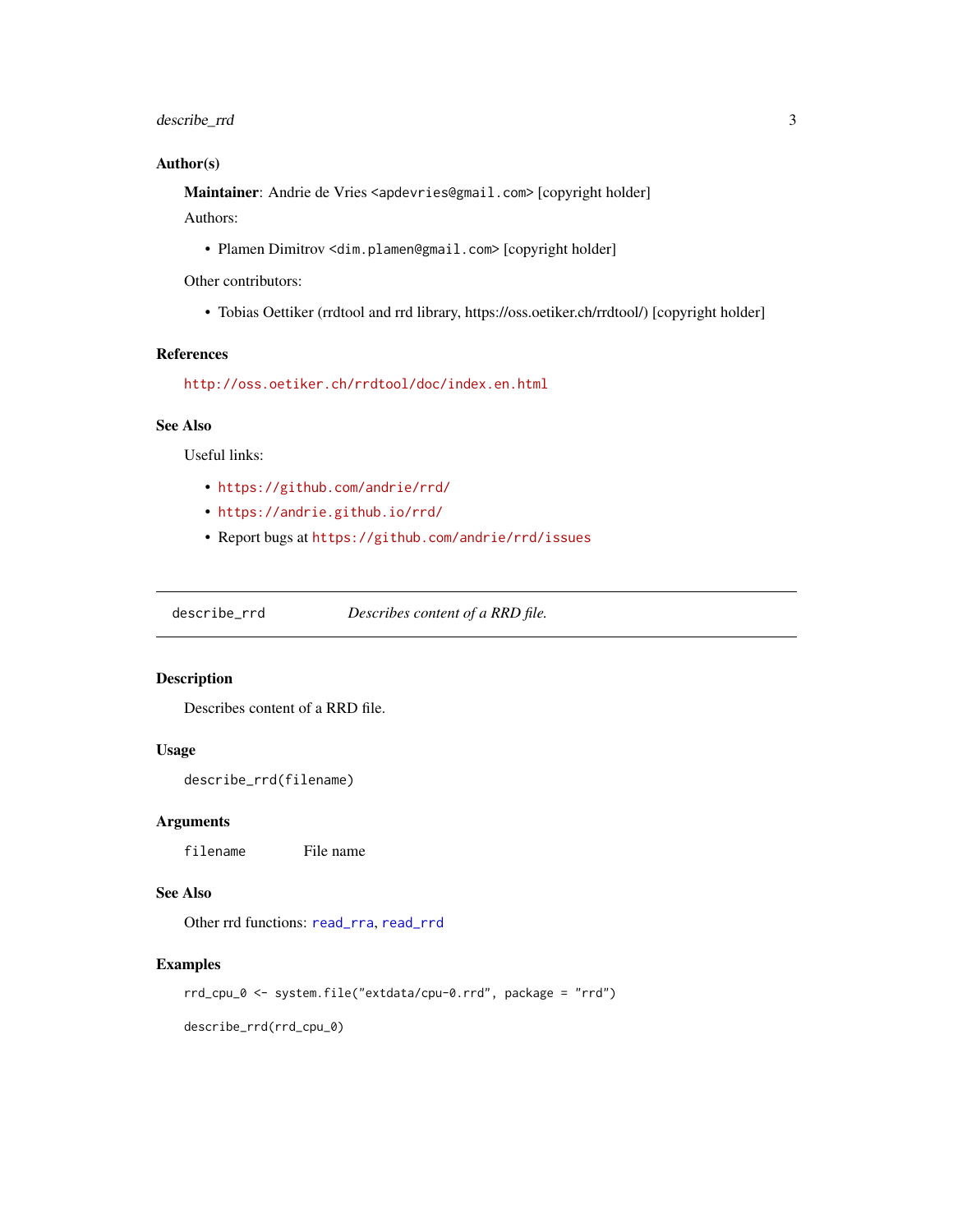### Author(s)

**Maintainer**: Andrie de Vries <apdevries@gmail.com> [copyright holder]

Authors:

- Plamen Dimitrov <dim.plamen@gmail.com> [copyright holder]

Other contributors:

- Tobias Oettiker (rrdtool and rrd library, https://oss.oetiker.ch/rrdtool/) [copyright holder]

### References

http://oss.oetiker.ch/rrdtool/doc/index.en.html

### See Also

Useful links:

- https://github.com/andrie/rrd/
- https://andrie.github.io/rrd/
- Report bugs at https://github.com/andrie/rrd/issues

---

## describe_rrd — *Describes content of a RRD file.*

---

### Description

Describes content of a RRD file.

### Usage

```
describe_rrd(filename)
```

### Arguments

| | |
|---|---|
| filename | File name |

### See Also

Other rrd functions: read_rra, read_rrd

### Examples

```
rrd_cpu_0 <- system.file("extdata/cpu-0.rrd", package = "rrd")

describe_rrd(rrd_cpu_0)
```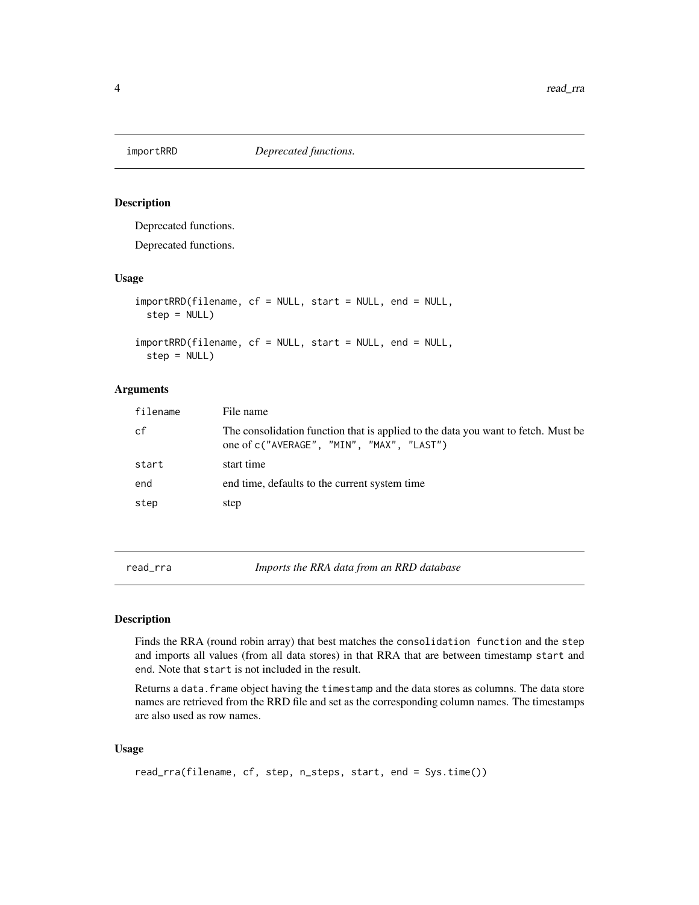## importRRD — *Deprecated functions.*

### Description

Deprecated functions.

Deprecated functions.

### Usage

```
importRRD(filename, cf = NULL, start = NULL, end = NULL,
  step = NULL)

importRRD(filename, cf = NULL, start = NULL, end = NULL,
  step = NULL)
```

### Arguments

| | |
|---|---|
| filename | File name |
| cf | The consolidation function that is applied to the data you want to fetch. Must be one of `c("AVERAGE", "MIN", "MAX", "LAST")` |
| start | start time |
| end | end time, defaults to the current system time |
| step | step |

## read_rra — *Imports the RRA data from an RRD database*

### Description

Finds the RRA (round robin array) that best matches the `consolidation function` and the `step` and imports all values (from all data stores) in that RRA that are between timestamp `start` and `end`. Note that `start` is not included in the result.

Returns a `data.frame` object having the `timestamp` and the data stores as columns. The data store names are retrieved from the RRD file and set as the corresponding column names. The timestamps are also used as row names.

### Usage

```
read_rra(filename, cf, step, n_steps, start, end = Sys.time())
```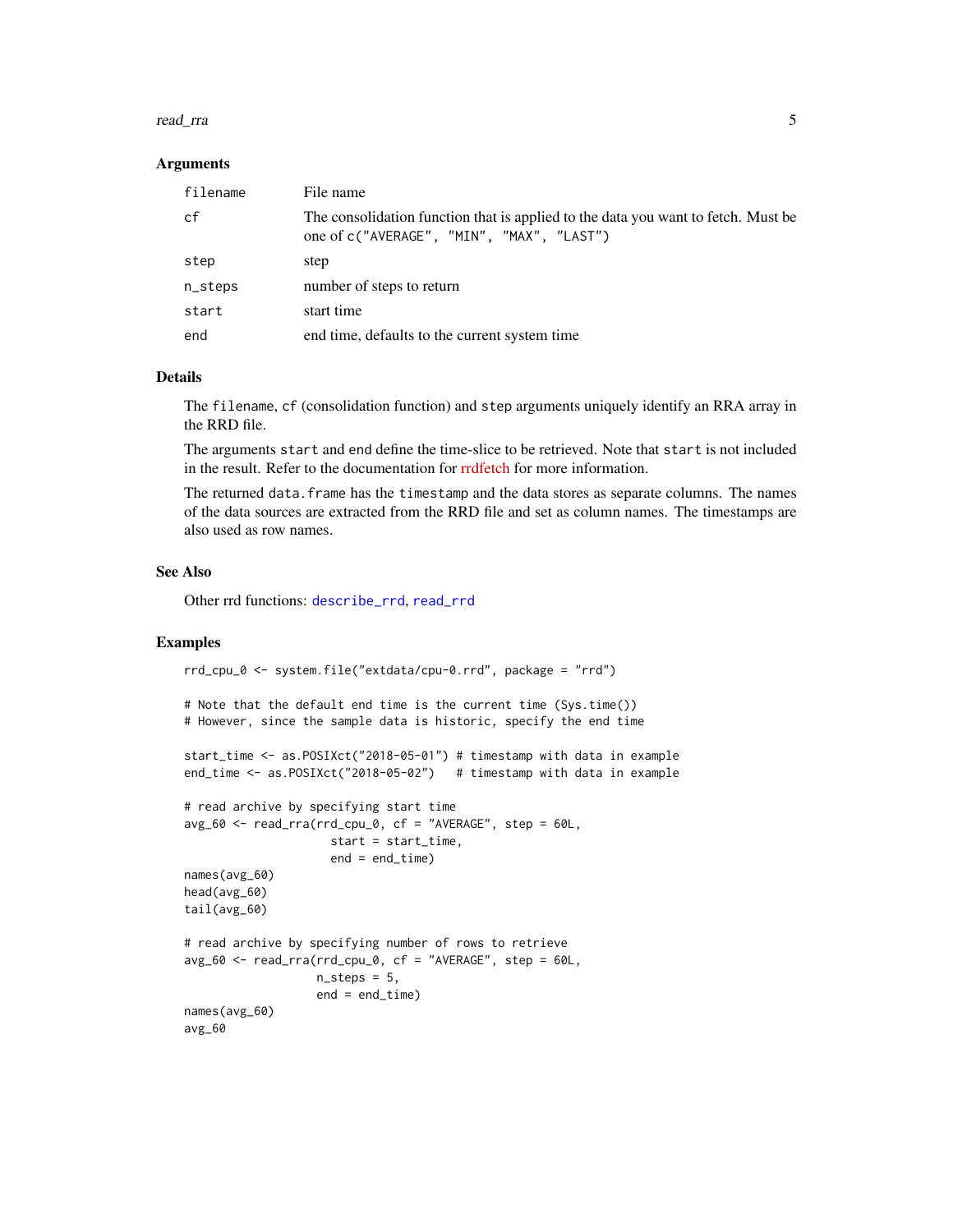### Arguments

| | |
|---|---|
| filename | File name |
| cf | The consolidation function that is applied to the data you want to fetch. Must be one of `c("AVERAGE", "MIN", "MAX", "LAST")` |
| step | step |
| n_steps | number of steps to return |
| start | start time |
| end | end time, defaults to the current system time |

### Details

The `filename`, `cf` (consolidation function) and `step` arguments uniquely identify an RRA array in the RRD file.

The arguments `start` and `end` define the time-slice to be retrieved. Note that `start` is not included in the result. Refer to the documentation for rrdfetch for more information.

The returned `data.frame` has the `timestamp` and the data stores as separate columns. The names of the data sources are extracted from the RRD file and set as column names. The timestamps are also used as row names.

### See Also

Other rrd functions: `describe_rrd`, `read_rrd`

### Examples

```
rrd_cpu_0 <- system.file("extdata/cpu-0.rrd", package = "rrd")

# Note that the default end time is the current time (Sys.time())
# However, since the sample data is historic, specify the end time

start_time <- as.POSIXct("2018-05-01") # timestamp with data in example
end_time <- as.POSIXct("2018-05-02")   # timestamp with data in example

# read archive by specifying start time
avg_60 <- read_rra(rrd_cpu_0, cf = "AVERAGE", step = 60L,
                     start = start_time,
                     end = end_time)
names(avg_60)
head(avg_60)
tail(avg_60)

# read archive by specifying number of rows to retrieve
avg_60 <- read_rra(rrd_cpu_0, cf = "AVERAGE", step = 60L,
                   n_steps = 5,
                   end = end_time)
names(avg_60)
avg_60
```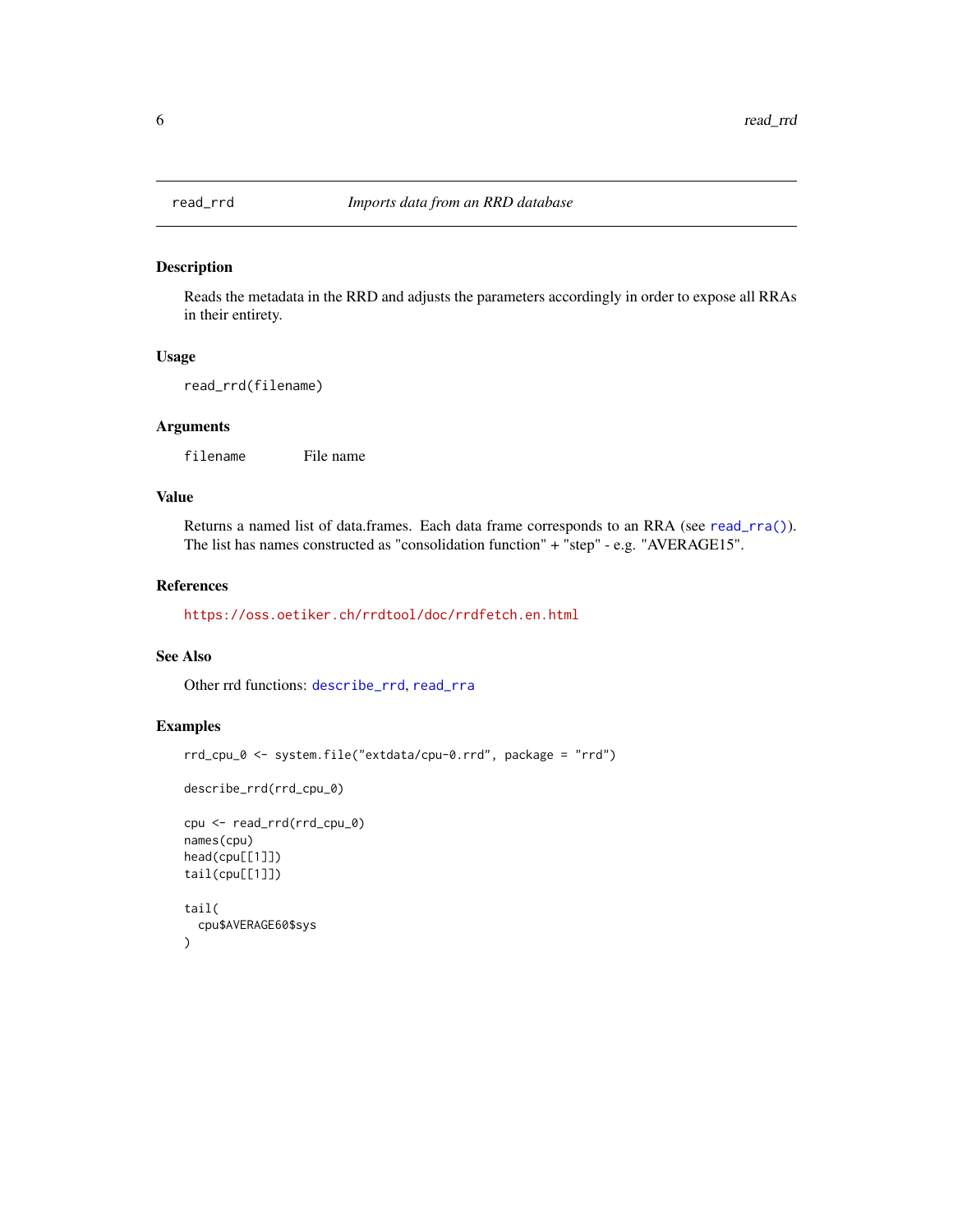read_rrd *Imports data from an RRD database*

### Description

Reads the metadata in the RRD and adjusts the parameters accordingly in order to expose all RRAs in their entirety.

### Usage

```
read_rrd(filename)
```

### Arguments

| | |
|---|---|
| filename | File name |

### Value

Returns a named list of data.frames. Each data frame corresponds to an RRA (see read_rra()). The list has names constructed as "consolidation function" + "step" - e.g. "AVERAGE15".

### References

https://oss.oetiker.ch/rrdtool/doc/rrdfetch.en.html

### See Also

Other rrd functions: describe_rrd, read_rra

### Examples

```
rrd_cpu_0 <- system.file("extdata/cpu-0.rrd", package = "rrd")

describe_rrd(rrd_cpu_0)

cpu <- read_rrd(rrd_cpu_0)
names(cpu)
head(cpu[[1]])
tail(cpu[[1]])

tail(
  cpu$AVERAGE60$sys
)
```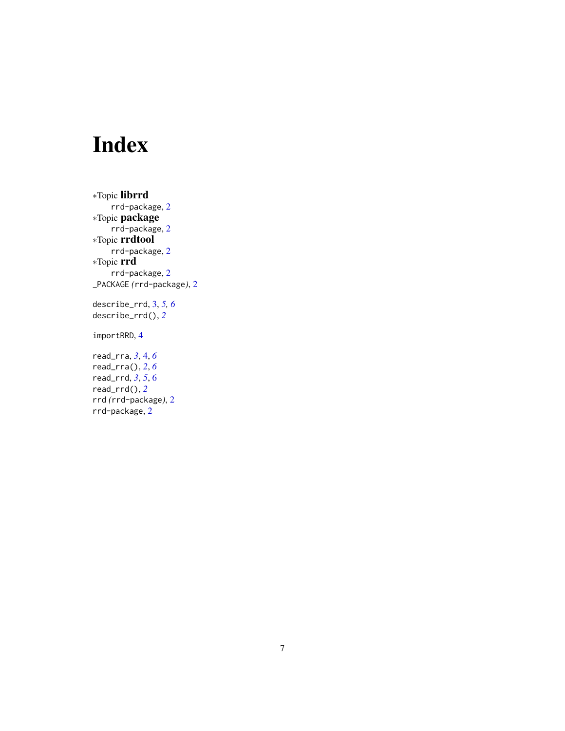# Index

∗Topic **librrd**
    rrd-package, 2
∗Topic **package**
    rrd-package, 2
∗Topic **rrdtool**
    rrd-package, 2
∗Topic **rrd**
    rrd-package, 2
_PACKAGE *(*rrd-package*)*, 2

describe_rrd, 3, *5, 6*
describe_rrd(), *2*

importRRD, 4

read_rra, *3*, 4, *6*
read_rra(), *2*, *6*
read_rrd, *3*, *5*, 6
read_rrd(), *2*
rrd *(*rrd-package*)*, 2
rrd-package, 2